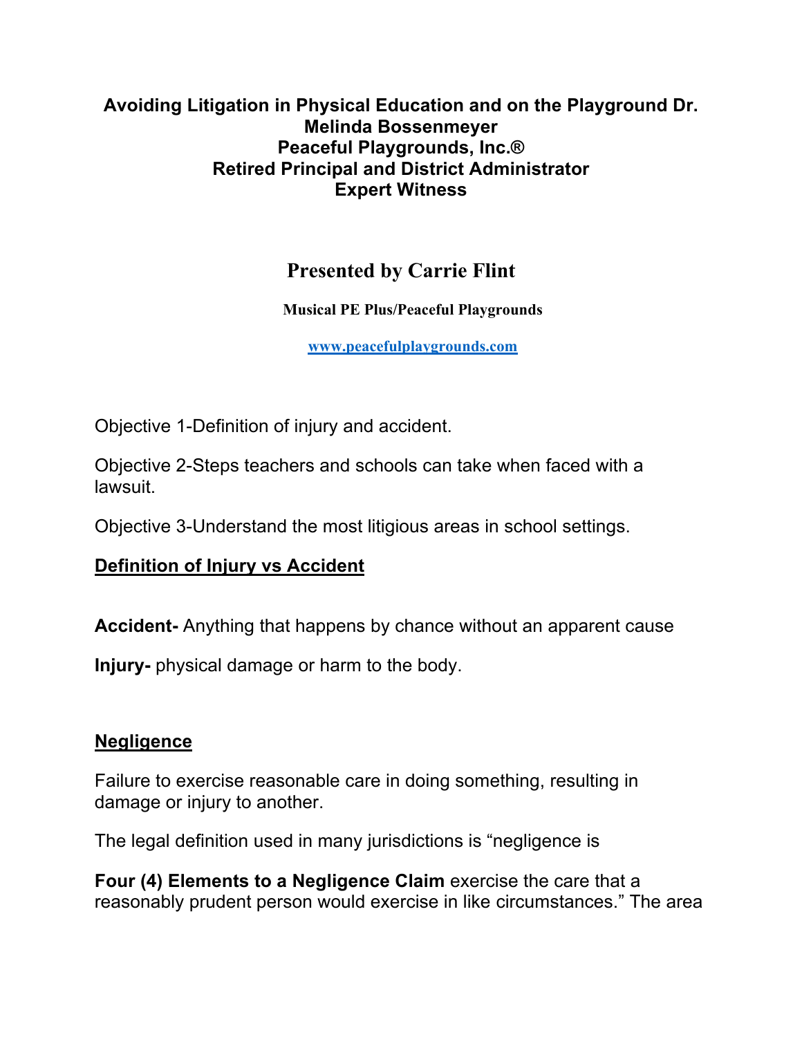**Avoiding Litigation in Physical Education and on the Playground Dr. Melinda Bossenmeyer**
**Peaceful Playgrounds, Inc.®**
**Retired Principal and District Administrator**
**Expert Witness**

# Presented by Carrie Flint

**Musical PE Plus/Peaceful Playgrounds**

**www.peacefulplaygrounds.com**

Objective 1-Definition of injury and accident.

Objective 2-Steps teachers and schools can take when faced with a lawsuit.

Objective 3-Understand the most litigious areas in school settings.

## Definition of Injury vs Accident

**Accident-** Anything that happens by chance without an apparent cause

**Injury-** physical damage or harm to the body.

## Negligence

Failure to exercise reasonable care in doing something, resulting in damage or injury to another.

The legal definition used in many jurisdictions is "negligence is

**Four (4) Elements to a Negligence Claim** exercise the care that a reasonably prudent person would exercise in like circumstances." The area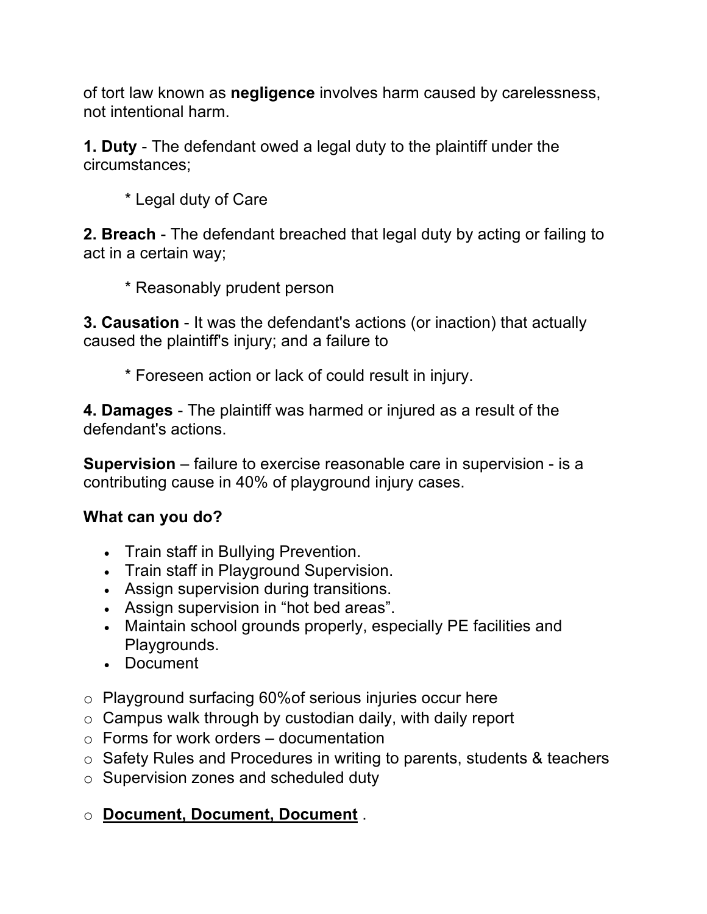of tort law known as **negligence** involves harm caused by carelessness, not intentional harm.

**1. Duty** - The defendant owed a legal duty to the plaintiff under the circumstances;

* Legal duty of Care

**2. Breach** - The defendant breached that legal duty by acting or failing to act in a certain way;

* Reasonably prudent person

**3. Causation** - It was the defendant's actions (or inaction) that actually caused the plaintiff's injury; and a failure to

* Foreseen action or lack of could result in injury.

**4. Damages** - The plaintiff was harmed or injured as a result of the defendant's actions.

**Supervision** – failure to exercise reasonable care in supervision - is a contributing cause in 40% of playground injury cases.

**What can you do?**

- Train staff in Bullying Prevention.
- Train staff in Playground Supervision.
- Assign supervision during transitions.
- Assign supervision in "hot bed areas".
- Maintain school grounds properly, especially PE facilities and Playgrounds.
- Document

- Playground surfacing 60%of serious injuries occur here
- Campus walk through by custodian daily, with daily report
- Forms for work orders – documentation
- Safety Rules and Procedures in writing to parents, students & teachers
- Supervision zones and scheduled duty

- **<u>Document, Document, Document</u>** .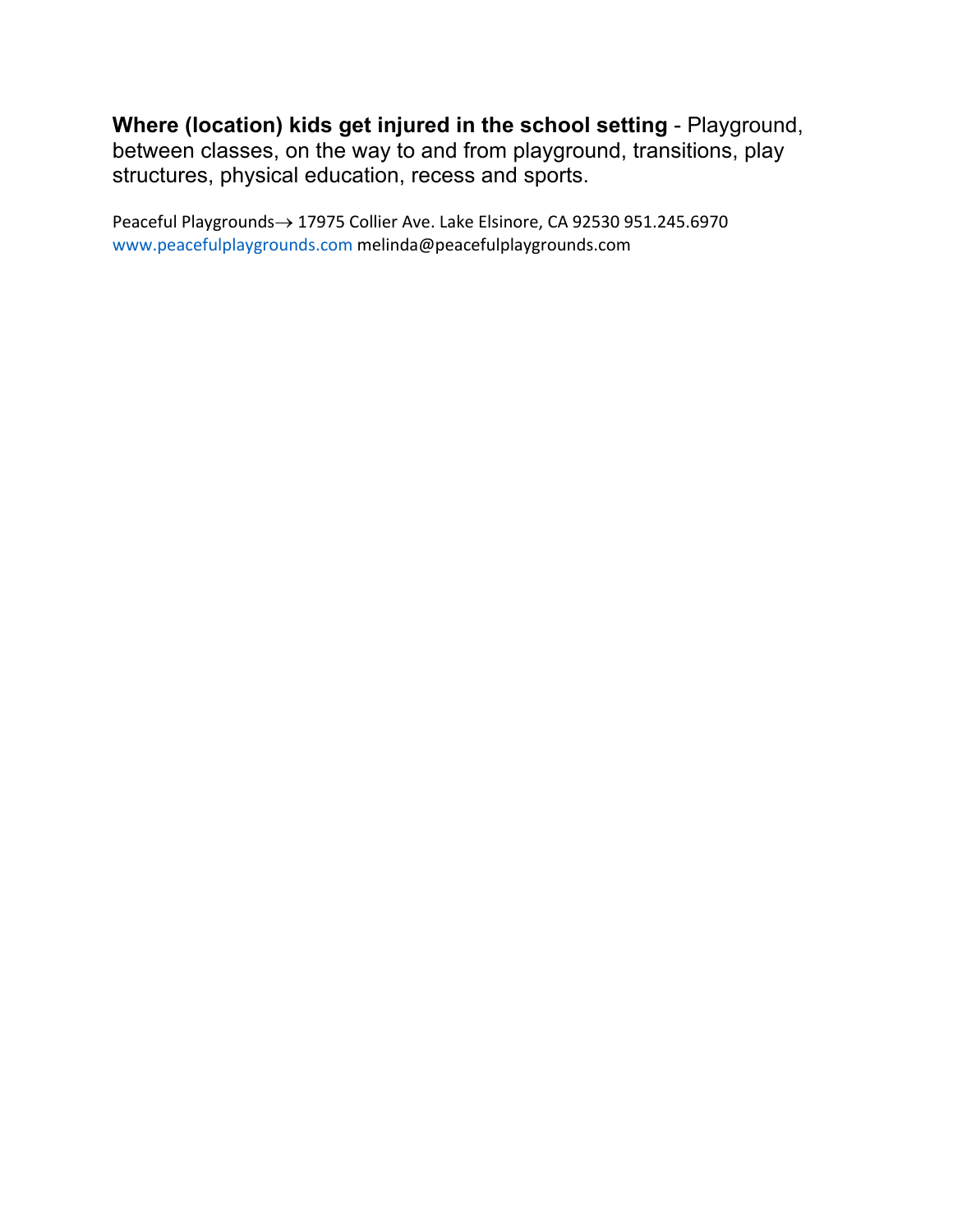**Where (location) kids get injured in the school setting** - Playground, between classes, on the way to and from playground, transitions, play structures, physical education, recess and sports.

Peaceful Playgrounds→ 17975 Collier Ave. Lake Elsinore, CA 92530 951.245.6970
www.peacefulplaygrounds.com melinda@peacefulplaygrounds.com